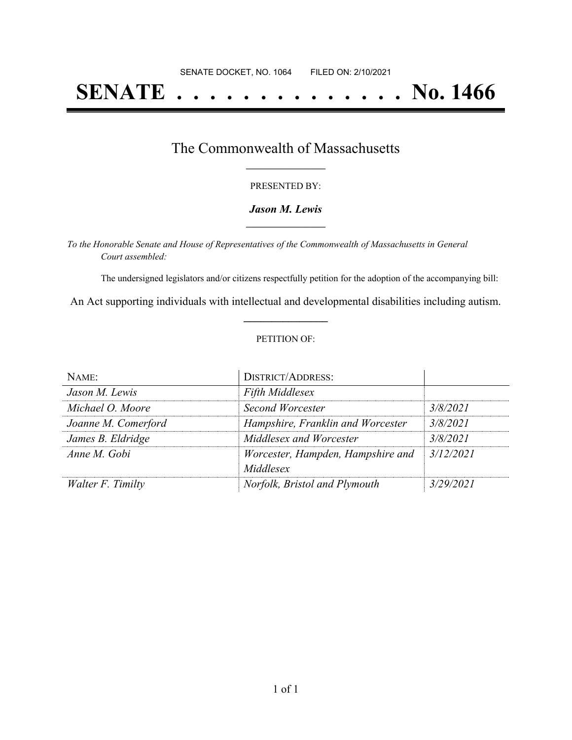SENATE DOCKET, NO. 1064        FILED ON: 2/10/2021

# SENATE . . . . . . . . . . . . . . No. 1466

## The Commonwealth of Massachusetts

PRESENTED BY:

***Jason M. Lewis***

*To the Honorable Senate and House of Representatives of the Commonwealth of Massachusetts in General Court assembled:*

The undersigned legislators and/or citizens respectfully petition for the adoption of the accompanying bill:

An Act supporting individuals with intellectual and developmental disabilities including autism.

PETITION OF:

| NAME: | DISTRICT/ADDRESS: | |
|---|---|---|
| *Jason M. Lewis* | *Fifth Middlesex* | |
| *Michael O. Moore* | *Second Worcester* | *3/8/2021* |
| *Joanne M. Comerford* | *Hampshire, Franklin and Worcester* | *3/8/2021* |
| *James B. Eldridge* | *Middlesex and Worcester* | *3/8/2021* |
| *Anne M. Gobi* | *Worcester, Hampden, Hampshire and Middlesex* | *3/12/2021* |
| *Walter F. Timilty* | *Norfolk, Bristol and Plymouth* | *3/29/2021* |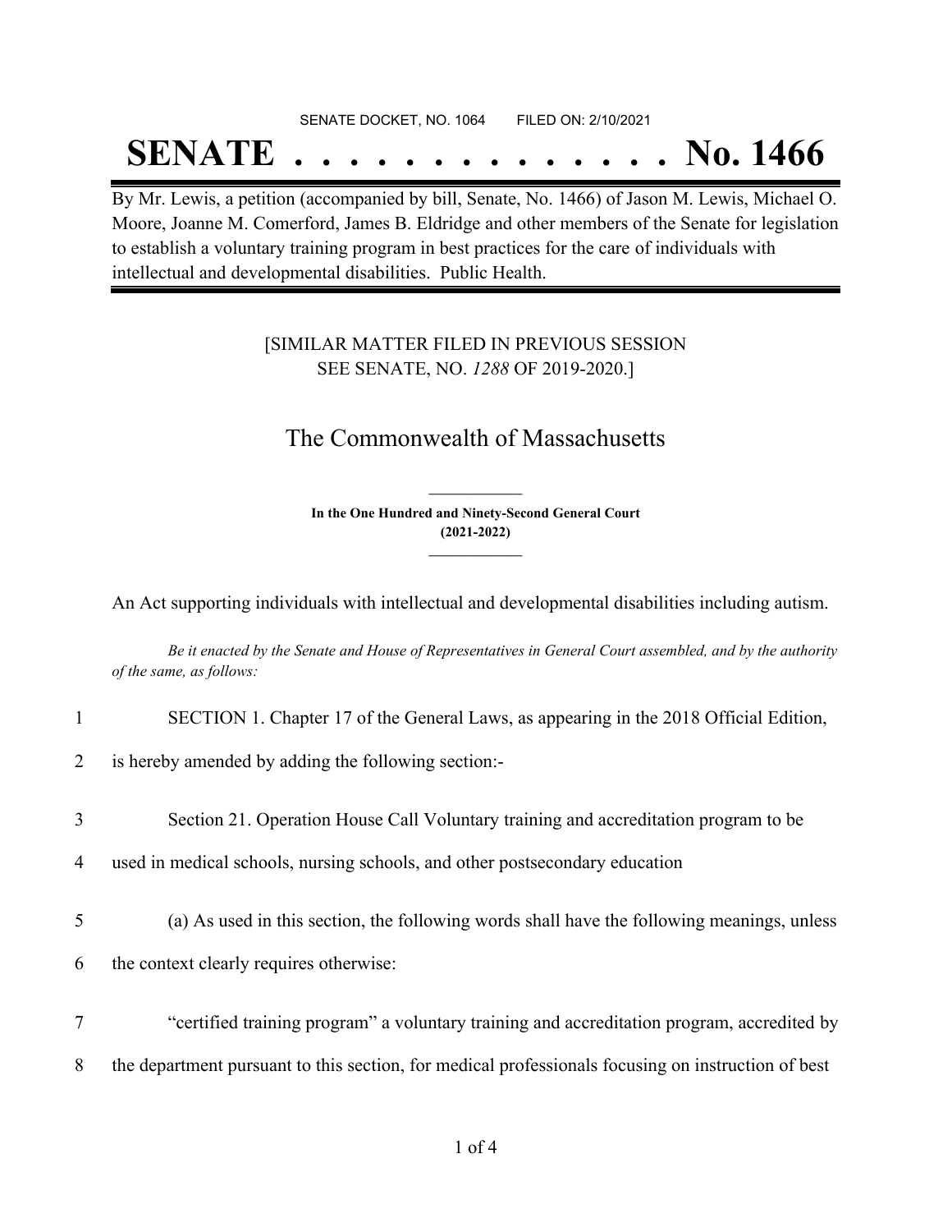SENATE DOCKET, NO. 1064        FILED ON: 2/10/2021

# SENATE . . . . . . . . . . . . . . No. 1466

By Mr. Lewis, a petition (accompanied by bill, Senate, No. 1466) of Jason M. Lewis, Michael O. Moore, Joanne M. Comerford, James B. Eldridge and other members of the Senate for legislation to establish a voluntary training program in best practices for the care of individuals with intellectual and developmental disabilities. Public Health.

[SIMILAR MATTER FILED IN PREVIOUS SESSION
SEE SENATE, NO. *1288* OF 2019-2020.]

## The Commonwealth of Massachusetts

**In the One Hundred and Ninety-Second General Court**
**(2021-2022)**

An Act supporting individuals with intellectual and developmental disabilities including autism.

*Be it enacted by the Senate and House of Representatives in General Court assembled, and by the authority of the same, as follows:*

1 SECTION 1. Chapter 17 of the General Laws, as appearing in the 2018 Official Edition,
2 is hereby amended by adding the following section:-

3 Section 21. Operation House Call Voluntary training and accreditation program to be
4 used in medical schools, nursing schools, and other postsecondary education

5 (a) As used in this section, the following words shall have the following meanings, unless
6 the context clearly requires otherwise:

7 "certified training program" a voluntary training and accreditation program, accredited by
8 the department pursuant to this section, for medical professionals focusing on instruction of best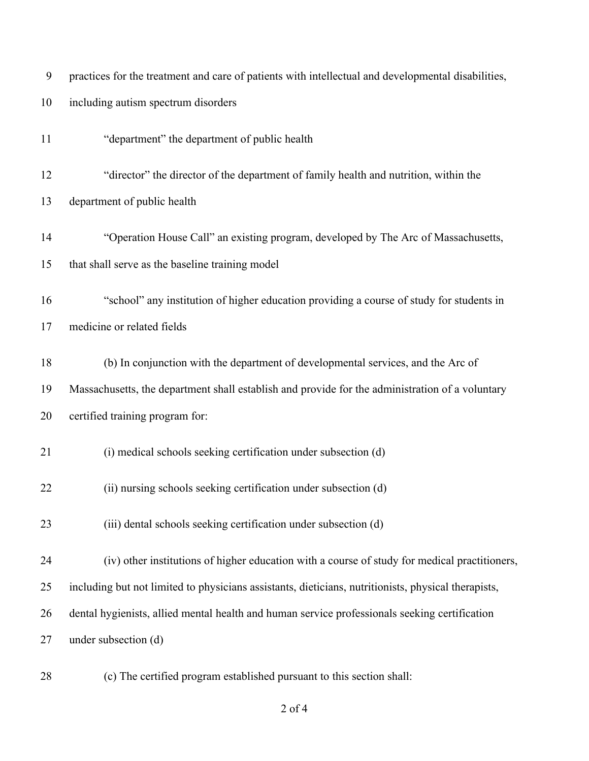practices for the treatment and care of patients with intellectual and developmental disabilities, including autism spectrum disorders

“department” the department of public health

“director” the director of the department of family health and nutrition, within the department of public health

“Operation House Call” an existing program, developed by The Arc of Massachusetts, that shall serve as the baseline training model

“school” any institution of higher education providing a course of study for students in medicine or related fields

(b) In conjunction with the department of developmental services, and the Arc of Massachusetts, the department shall establish and provide for the administration of a voluntary certified training program for:

(i) medical schools seeking certification under subsection (d)

(ii) nursing schools seeking certification under subsection (d)

(iii) dental schools seeking certification under subsection (d)

(iv) other institutions of higher education with a course of study for medical practitioners, including but not limited to physicians assistants, dieticians, nutritionists, physical therapists, dental hygienists, allied mental health and human service professionals seeking certification under subsection (d)

(c) The certified program established pursuant to this section shall: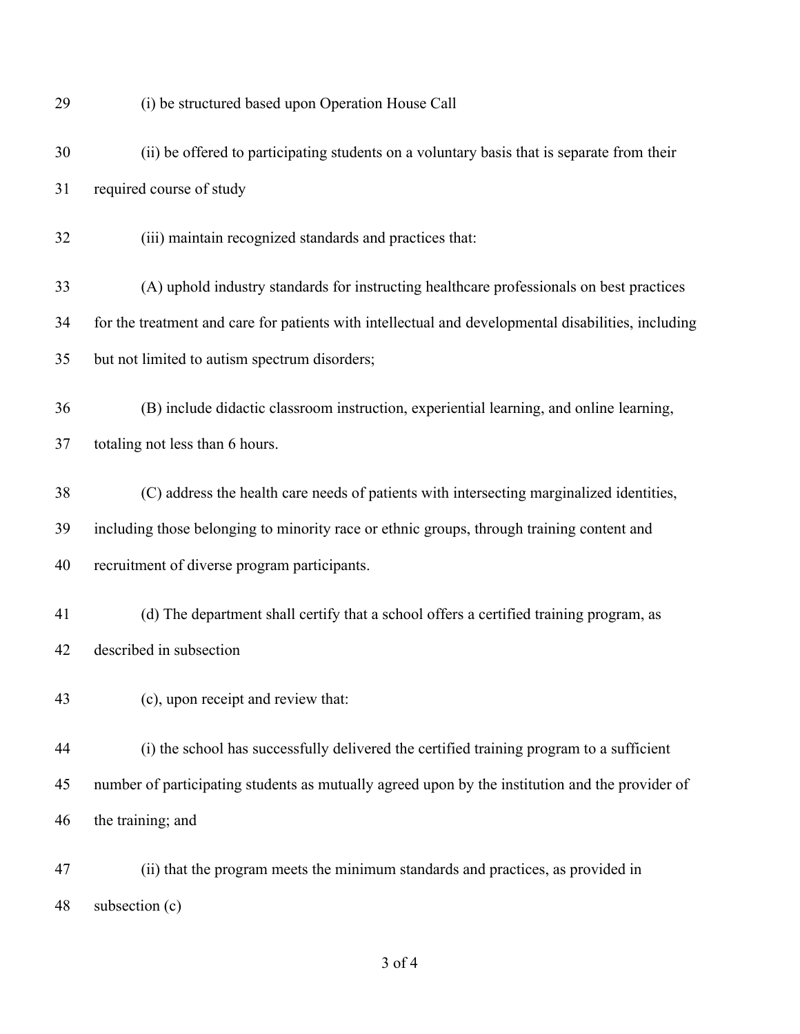(i) be structured based upon Operation House Call

(ii) be offered to participating students on a voluntary basis that is separate from their required course of study

(iii) maintain recognized standards and practices that:

(A) uphold industry standards for instructing healthcare professionals on best practices for the treatment and care for patients with intellectual and developmental disabilities, including but not limited to autism spectrum disorders;

(B) include didactic classroom instruction, experiential learning, and online learning, totaling not less than 6 hours.

(C) address the health care needs of patients with intersecting marginalized identities, including those belonging to minority race or ethnic groups, through training content and recruitment of diverse program participants.

(d) The department shall certify that a school offers a certified training program, as described in subsection

(c), upon receipt and review that:

(i) the school has successfully delivered the certified training program to a sufficient number of participating students as mutually agreed upon by the institution and the provider of the training; and

(ii) that the program meets the minimum standards and practices, as provided in subsection (c)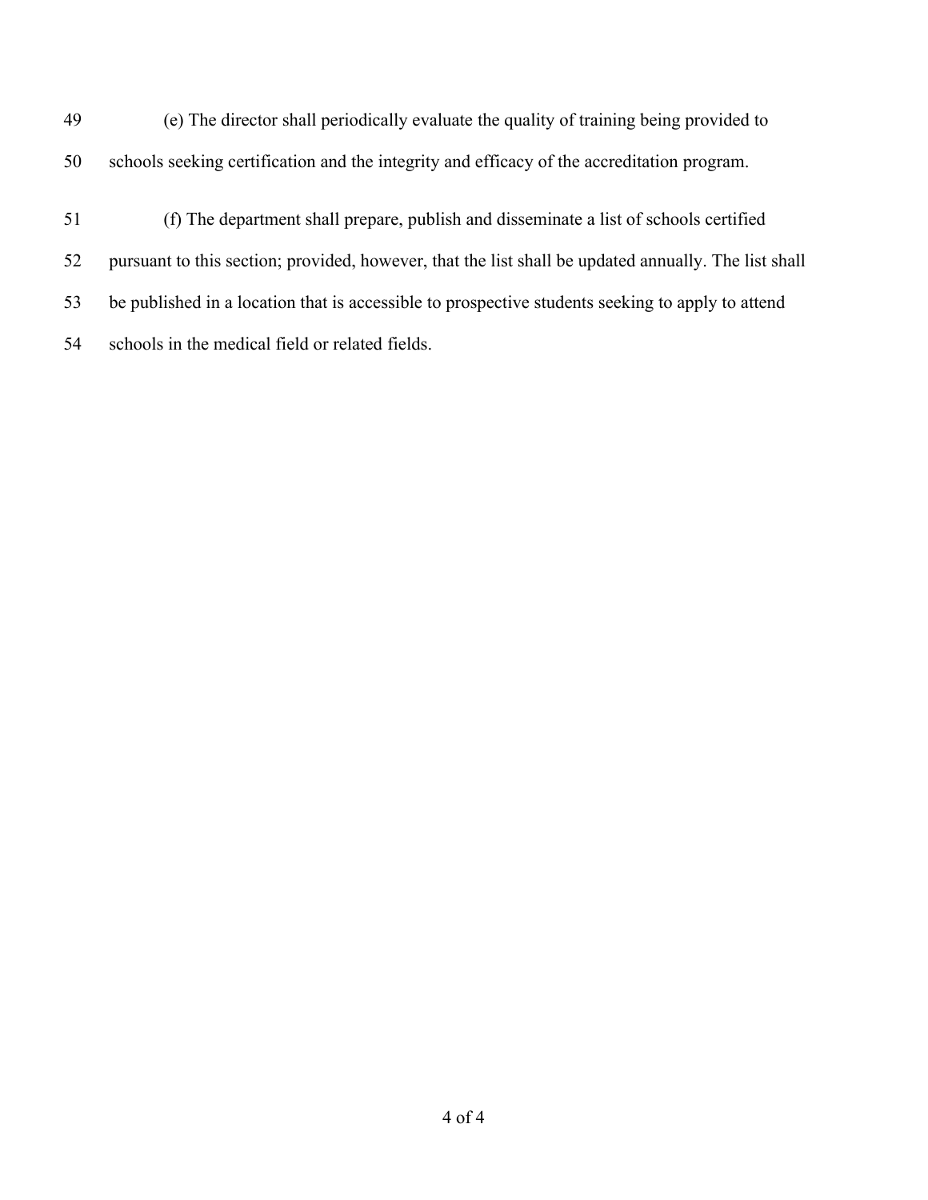(e) The director shall periodically evaluate the quality of training being provided to schools seeking certification and the integrity and efficacy of the accreditation program.

(f) The department shall prepare, publish and disseminate a list of schools certified pursuant to this section; provided, however, that the list shall be updated annually. The list shall be published in a location that is accessible to prospective students seeking to apply to attend schools in the medical field or related fields.